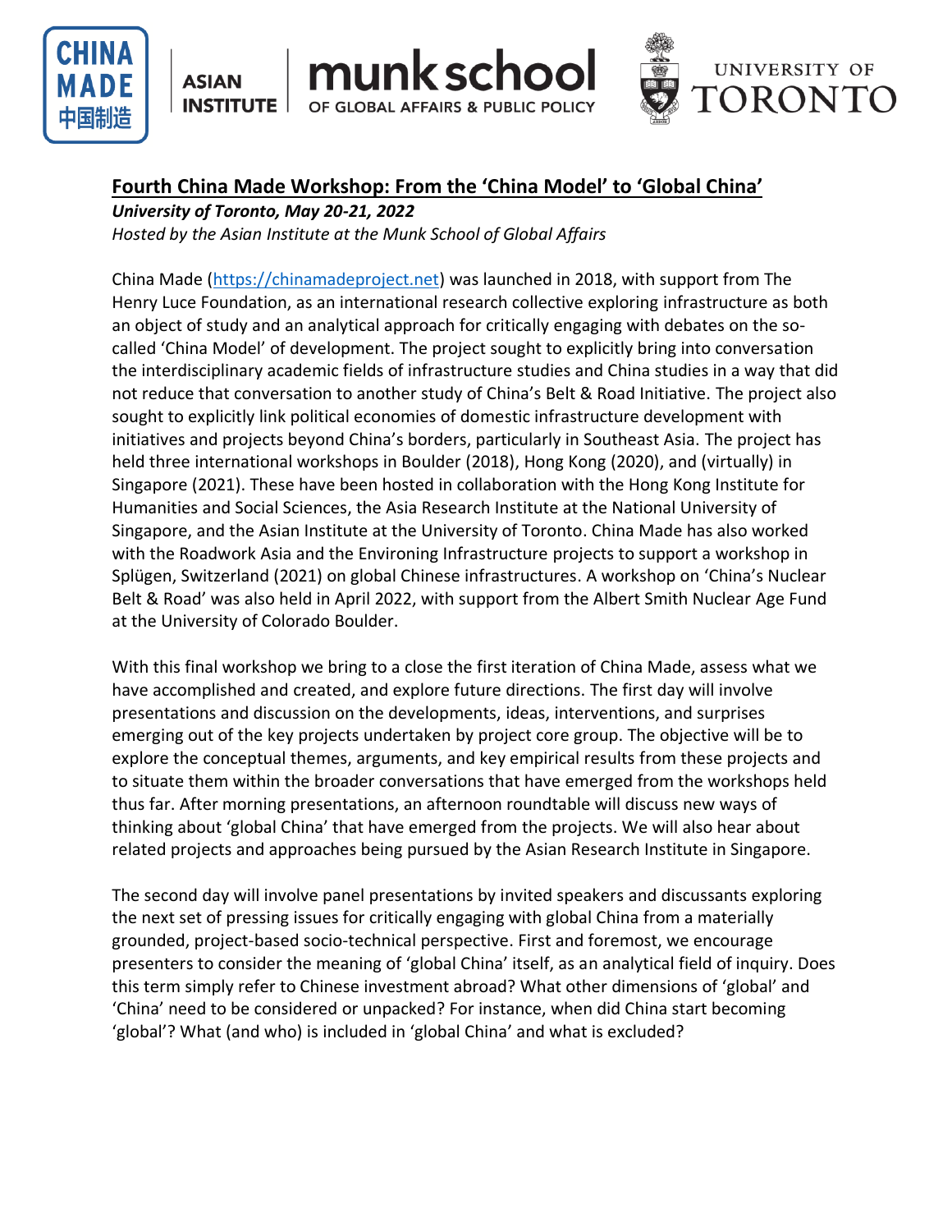## Fourth China Made Workshop: From the ‘China Model’ to ‘Global China’

***University of Toronto, May 20-21, 2022***

*Hosted by the Asian Institute at the Munk School of Global Affairs*

China Made (https://chinamadeproject.net) was launched in 2018, with support from The Henry Luce Foundation, as an international research collective exploring infrastructure as both an object of study and an analytical approach for critically engaging with debates on the so-called ‘China Model’ of development. The project sought to explicitly bring into conversation the interdisciplinary academic fields of infrastructure studies and China studies in a way that did not reduce that conversation to another study of China’s Belt & Road Initiative. The project also sought to explicitly link political economies of domestic infrastructure development with initiatives and projects beyond China’s borders, particularly in Southeast Asia. The project has held three international workshops in Boulder (2018), Hong Kong (2020), and (virtually) in Singapore (2021). These have been hosted in collaboration with the Hong Kong Institute for Humanities and Social Sciences, the Asia Research Institute at the National University of Singapore, and the Asian Institute at the University of Toronto. China Made has also worked with the Roadwork Asia and the Environing Infrastructure projects to support a workshop in Splügen, Switzerland (2021) on global Chinese infrastructures. A workshop on ‘China’s Nuclear Belt & Road’ was also held in April 2022, with support from the Albert Smith Nuclear Age Fund at the University of Colorado Boulder.

With this final workshop we bring to a close the first iteration of China Made, assess what we have accomplished and created, and explore future directions. The first day will involve presentations and discussion on the developments, ideas, interventions, and surprises emerging out of the key projects undertaken by project core group. The objective will be to explore the conceptual themes, arguments, and key empirical results from these projects and to situate them within the broader conversations that have emerged from the workshops held thus far. After morning presentations, an afternoon roundtable will discuss new ways of thinking about ‘global China’ that have emerged from the projects. We will also hear about related projects and approaches being pursued by the Asian Research Institute in Singapore.

The second day will involve panel presentations by invited speakers and discussants exploring the next set of pressing issues for critically engaging with global China from a materially grounded, project-based socio-technical perspective. First and foremost, we encourage presenters to consider the meaning of ‘global China’ itself, as an analytical field of inquiry. Does this term simply refer to Chinese investment abroad? What other dimensions of ‘global’ and ‘China’ need to be considered or unpacked? For instance, when did China start becoming ‘global’? What (and who) is included in ‘global China’ and what is excluded?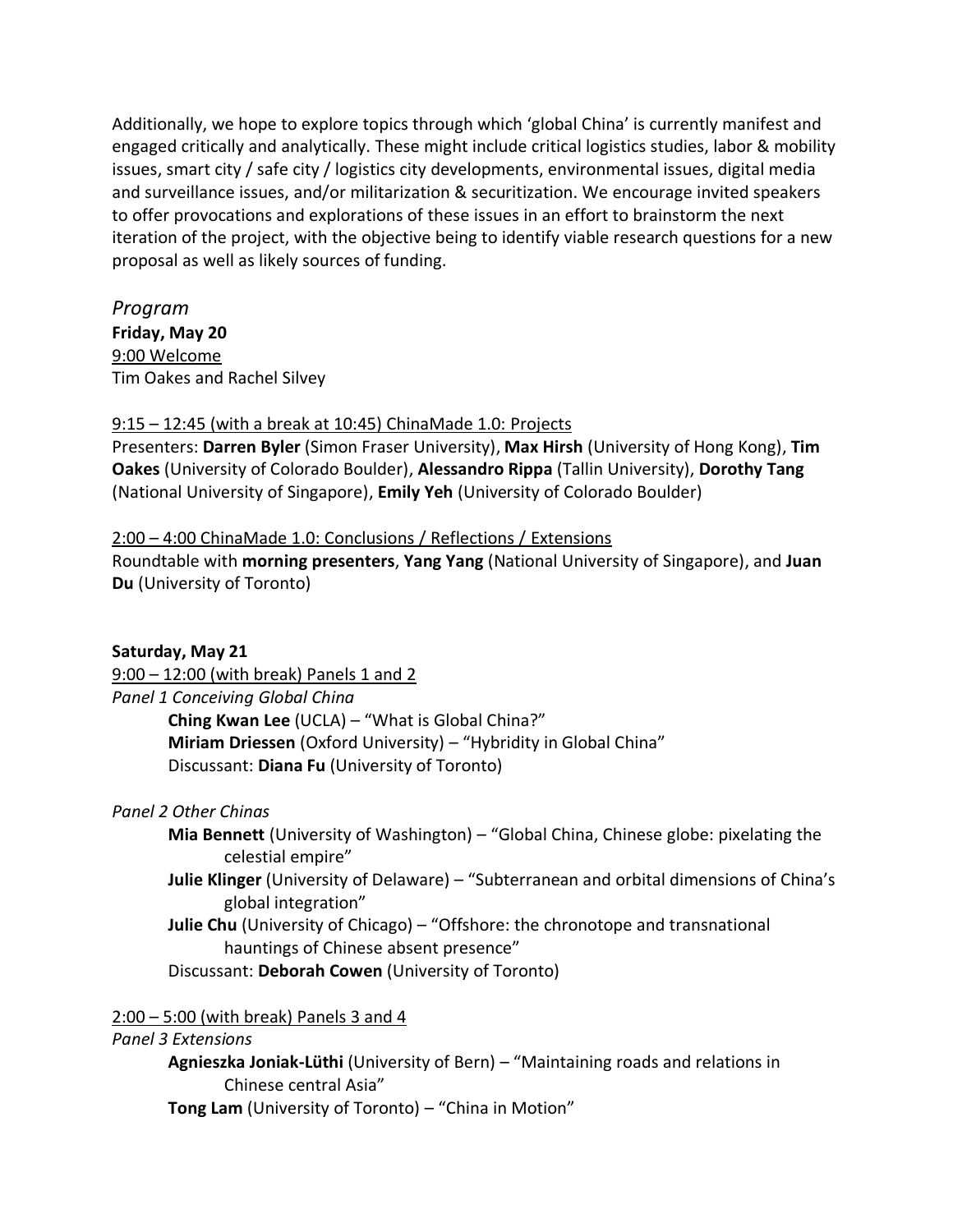Additionally, we hope to explore topics through which 'global China' is currently manifest and engaged critically and analytically. These might include critical logistics studies, labor & mobility issues, smart city / safe city / logistics city developments, environmental issues, digital media and surveillance issues, and/or militarization & securitization. We encourage invited speakers to offer provocations and explorations of these issues in an effort to brainstorm the next iteration of the project, with the objective being to identify viable research questions for a new proposal as well as likely sources of funding.

*Program*

**Friday, May 20**

<u>9:00 Welcome</u>

Tim Oakes and Rachel Silvey

<u>9:15 – 12:45 (with a break at 10:45) ChinaMade 1.0: Projects</u>

Presenters: **Darren Byler** (Simon Fraser University), **Max Hirsh** (University of Hong Kong), **Tim Oakes** (University of Colorado Boulder), **Alessandro Rippa** (Tallin University), **Dorothy Tang** (National University of Singapore), **Emily Yeh** (University of Colorado Boulder)

<u>2:00 – 4:00 ChinaMade 1.0: Conclusions / Reflections / Extensions</u>

Roundtable with **morning presenters**, **Yang Yang** (National University of Singapore), and **Juan Du** (University of Toronto)

**Saturday, May 21**

<u>9:00 – 12:00 (with break) Panels 1 and 2</u>

*Panel 1 Conceiving Global China*

**Ching Kwan Lee** (UCLA) – "What is Global China?"
**Miriam Driessen** (Oxford University) – "Hybridity in Global China"
Discussant: **Diana Fu** (University of Toronto)

*Panel 2 Other Chinas*

**Mia Bennett** (University of Washington) – "Global China, Chinese globe: pixelating the celestial empire"
**Julie Klinger** (University of Delaware) – "Subterranean and orbital dimensions of China's global integration"
**Julie Chu** (University of Chicago) – "Offshore: the chronotope and transnational hauntings of Chinese absent presence"
Discussant: **Deborah Cowen** (University of Toronto)

<u>2:00 – 5:00 (with break) Panels 3 and 4</u>

*Panel 3 Extensions*

**Agnieszka Joniak-Lüthi** (University of Bern) – "Maintaining roads and relations in Chinese central Asia"
**Tong Lam** (University of Toronto) – "China in Motion"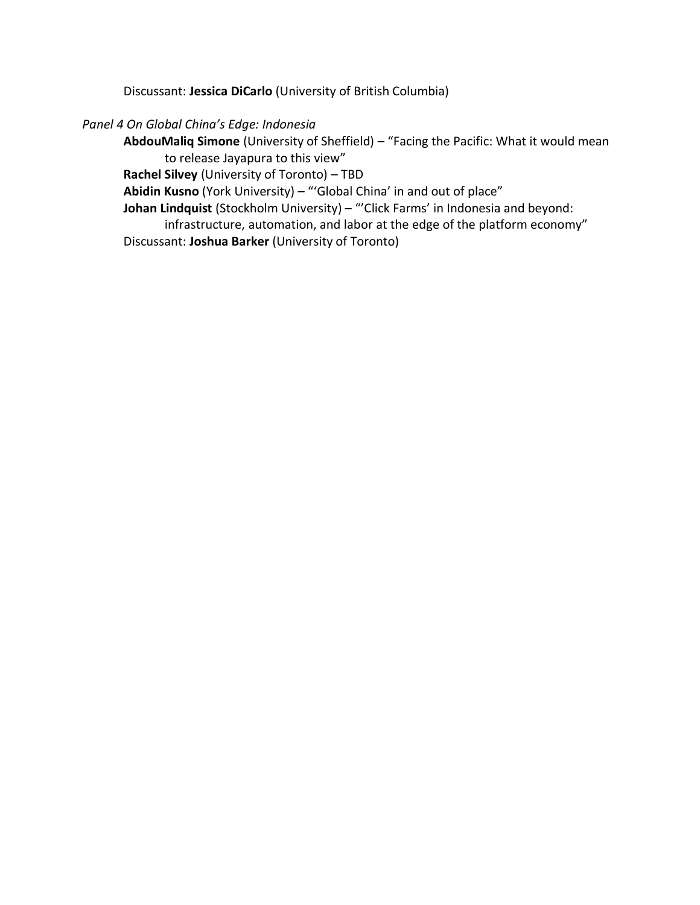Discussant: **Jessica DiCarlo** (University of British Columbia)

*Panel 4 On Global China's Edge: Indonesia*

**AbdouMaliq Simone** (University of Sheffield) – "Facing the Pacific: What it would mean to release Jayapura to this view"

**Rachel Silvey** (University of Toronto) – TBD

**Abidin Kusno** (York University) – "'Global China' in and out of place"

**Johan Lindquist** (Stockholm University) – "'Click Farms' in Indonesia and beyond: infrastructure, automation, and labor at the edge of the platform economy"

Discussant: **Joshua Barker** (University of Toronto)